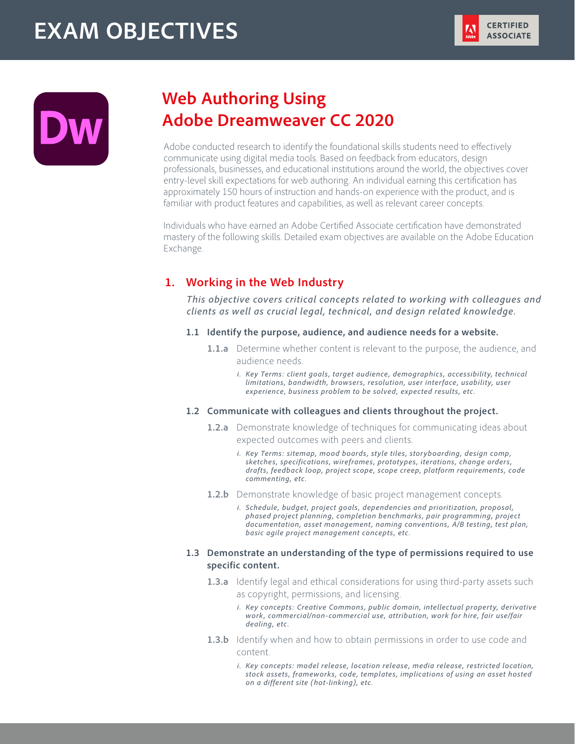# EXAM OBJECTIVES

CERTIFIED ASSOCIATE

## Web Authoring Using Adobe Dreamweaver CC 2020

Adobe conducted research to identify the foundational skills students need to effectively communicate using digital media tools. Based on feedback from educators, design professionals, businesses, and educational institutions around the world, the objectives cover entry-level skill expectations for web authoring. An individual earning this certification has approximately 150 hours of instruction and hands-on experience with the product, and is familiar with product features and capabilities, as well as relevant career concepts.

Individuals who have earned an Adobe Certified Associate certification have demonstrated mastery of the following skills. Detailed exam objectives are available on the Adobe Education Exchange.

### 1. Working in the Web Industry

*This objective covers critical concepts related to working with colleagues and clients as well as crucial legal, technical, and design related knowledge.*

#### 1.1 Identify the purpose, audience, and audience needs for a website.

**1.1.a** Determine whether content is relevant to the purpose, the audience, and audience needs.

*i. Key Terms: client goals, target audience, demographics, accessibility, technical limitations, bandwidth, browsers, resolution, user interface, usability, user experience, business problem to be solved, expected results, etc.*

#### 1.2 Communicate with colleagues and clients throughout the project.

**1.2.a** Demonstrate knowledge of techniques for communicating ideas about expected outcomes with peers and clients.

*i. Key Terms: sitemap, mood boards, style tiles, storyboarding, design comp, sketches, specifications, wireframes, prototypes, iterations, change orders, drafts, feedback loop, project scope, scope creep, platform requirements, code commenting, etc.*

**1.2.b** Demonstrate knowledge of basic project management concepts.

*i. Schedule, budget, project goals, dependencies and prioritization, proposal, phased project planning, completion benchmarks, pair programming, project documentation, asset management, naming conventions, A/B testing, test plan, basic agile project management concepts, etc.*

#### 1.3 Demonstrate an understanding of the type of permissions required to use specific content.

**1.3.a** Identify legal and ethical considerations for using third-party assets such as copyright, permissions, and licensing.

*i. Key concepts: Creative Commons, public domain, intellectual property, derivative work, commercial/non-commercial use, attribution, work for hire, fair use/fair dealing, etc.*

**1.3.b** Identify when and how to obtain permissions in order to use code and content.

*i. Key concepts: model release, location release, media release, restricted location, stock assets, frameworks, code, templates, implications of using an asset hosted on a different site (hot-linking), etc.*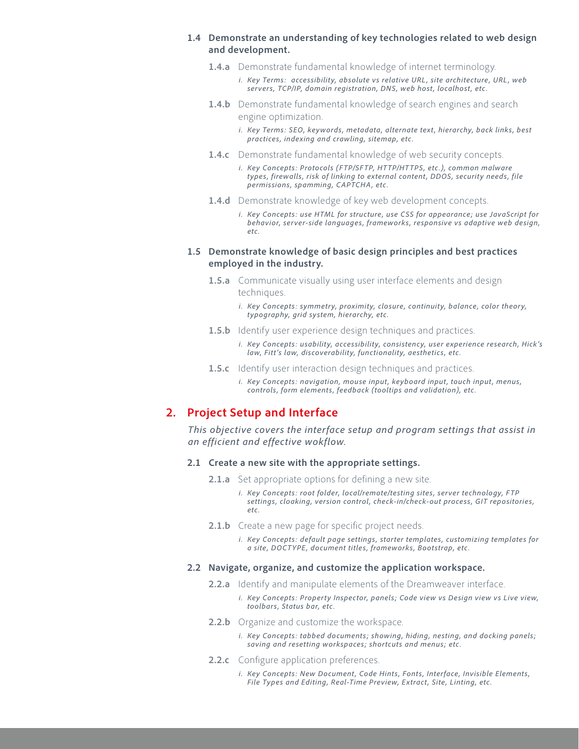**1.4 Demonstrate an understanding of key technologies related to web design and development.**

**1.4.a** Demonstrate fundamental knowledge of internet terminology.

*i. Key Terms: accessibility, absolute vs relative URL, site architecture, URL, web servers, TCP/IP, domain registration, DNS, web host, localhost, etc.*

**1.4.b** Demonstrate fundamental knowledge of search engines and search engine optimization.

*i. Key Terms: SEO, keywords, metadata, alternate text, hierarchy, back links, best practices, indexing and crawling, sitemap, etc.*

**1.4.c** Demonstrate fundamental knowledge of web security concepts.

*i. Key Concepts: Protocols (FTP/SFTP, HTTP/HTTPS, etc.), common malware types, firewalls, risk of linking to external content, DDOS, security needs, file permissions, spamming, CAPTCHA, etc.*

**1.4.d** Demonstrate knowledge of key web development concepts.

*i. Key Concepts: use HTML for structure, use CSS for appearance; use JavaScript for behavior, server-side languages, frameworks, responsive vs adaptive web design, etc.*

**1.5 Demonstrate knowledge of basic design principles and best practices employed in the industry.**

**1.5.a** Communicate visually using user interface elements and design techniques.

*i. Key Concepts: symmetry, proximity, closure, continuity, balance, color theory, typography, grid system, hierarchy, etc.*

**1.5.b** Identify user experience design techniques and practices.

*i. Key Concepts: usability, accessibility, consistency, user experience research, Hick's law, Fitt's law, discoverability, functionality, aesthetics, etc.*

**1.5.c** Identify user interaction design techniques and practices.

*i. Key Concepts: navigation, mouse input, keyboard input, touch input, menus, controls, form elements, feedback (tooltips and validation), etc.*

## 2. Project Setup and Interface

*This objective covers the interface setup and program settings that assist in an efficient and effective wokflow.*

**2.1 Create a new site with the appropriate settings.**

**2.1.a** Set appropriate options for defining a new site.

*i. Key Concepts: root folder, local/remote/testing sites, server technology, FTP settings, cloaking, version control, check-in/check-out process, GIT repositories, etc.*

**2.1.b** Create a new page for specific project needs.

*i. Key Concepts: default page settings, starter templates, customizing templates for a site, DOCTYPE, document titles, frameworks, Bootstrap, etc.*

**2.2 Navigate, organize, and customize the application workspace.**

**2.2.a** Identify and manipulate elements of the Dreamweaver interface.

*i. Key Concepts: Property Inspector, panels; Code view vs Design view vs Live view, toolbars, Status bar, etc.*

**2.2.b** Organize and customize the workspace.

*i. Key Concepts: tabbed documents; showing, hiding, nesting, and docking panels; saving and resetting workspaces; shortcuts and menus; etc.*

**2.2.c** Configure application preferences.

*i. Key Concepts: New Document, Code Hints, Fonts, Interface, Invisible Elements, File Types and Editing, Real-Time Preview, Extract, Site, Linting, etc.*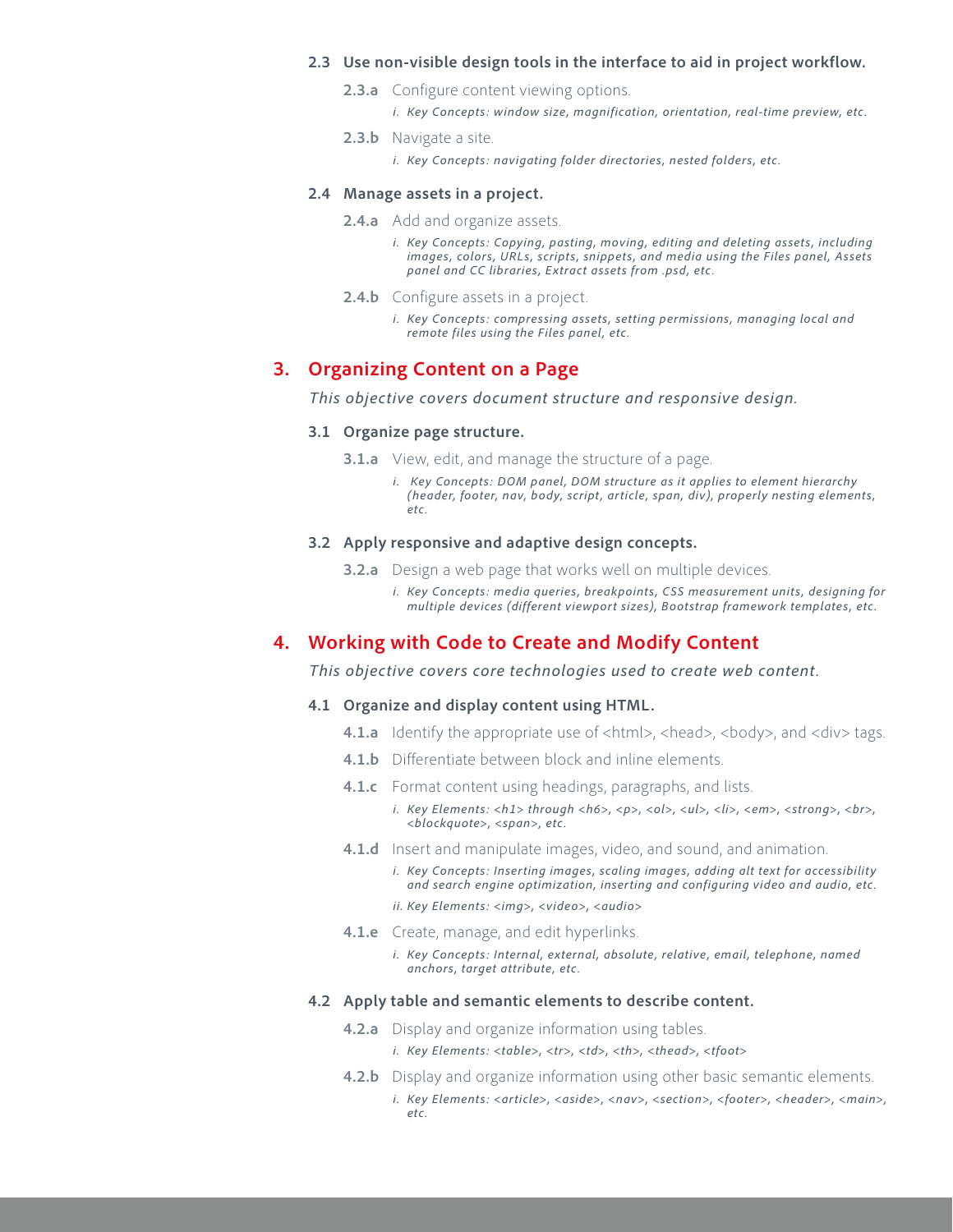### 2.3 Use non-visible design tools in the interface to aid in project workflow.

**2.3.a** Configure content viewing options.

*i. Key Concepts: window size, magnification, orientation, real-time preview, etc.*

**2.3.b** Navigate a site.

*i. Key Concepts: navigating folder directories, nested folders, etc.*

### 2.4 Manage assets in a project.

**2.4.a** Add and organize assets.

*i. Key Concepts: Copying, pasting, moving, editing and deleting assets, including images, colors, URLs, scripts, snippets, and media using the Files panel, Assets panel and CC libraries, Extract assets from .psd, etc.*

**2.4.b** Configure assets in a project.

*i. Key Concepts: compressing assets, setting permissions, managing local and remote files using the Files panel, etc.*

## 3. Organizing Content on a Page

*This objective covers document structure and responsive design.*

### 3.1 Organize page structure.

**3.1.a** View, edit, and manage the structure of a page.

*i. Key Concepts: DOM panel, DOM structure as it applies to element hierarchy (header, footer, nav, body, script, article, span, div), properly nesting elements, etc.*

### 3.2 Apply responsive and adaptive design concepts.

**3.2.a** Design a web page that works well on multiple devices.

*i. Key Concepts: media queries, breakpoints, CSS measurement units, designing for multiple devices (different viewport sizes), Bootstrap framework templates, etc.*

## 4. Working with Code to Create and Modify Content

*This objective covers core technologies used to create web content.*

### 4.1 Organize and display content using HTML.

**4.1.a** Identify the appropriate use of <html>, <head>, <body>, and <div> tags.

**4.1.b** Differentiate between block and inline elements.

**4.1.c** Format content using headings, paragraphs, and lists.

*i. Key Elements: <h1> through <h6>, <p>, <ol>, <ul>, <li>, <em>, <strong>, <br>, <blockquote>, <span>, etc.*

**4.1.d** Insert and manipulate images, video, and sound, and animation.

*i. Key Concepts: Inserting images, scaling images, adding alt text for accessibility and search engine optimization, inserting and configuring video and audio, etc.*

*ii. Key Elements: <img>, <video>, <audio>*

**4.1.e** Create, manage, and edit hyperlinks.

*i. Key Concepts: Internal, external, absolute, relative, email, telephone, named anchors, target attribute, etc.*

### 4.2 Apply table and semantic elements to describe content.

**4.2.a** Display and organize information using tables.

*i. Key Elements: <table>, <tr>, <td>, <th>, <thead>, <tfoot>*

**4.2.b** Display and organize information using other basic semantic elements.

*i. Key Elements: <article>, <aside>, <nav>, <section>, <footer>, <header>, <main>, etc.*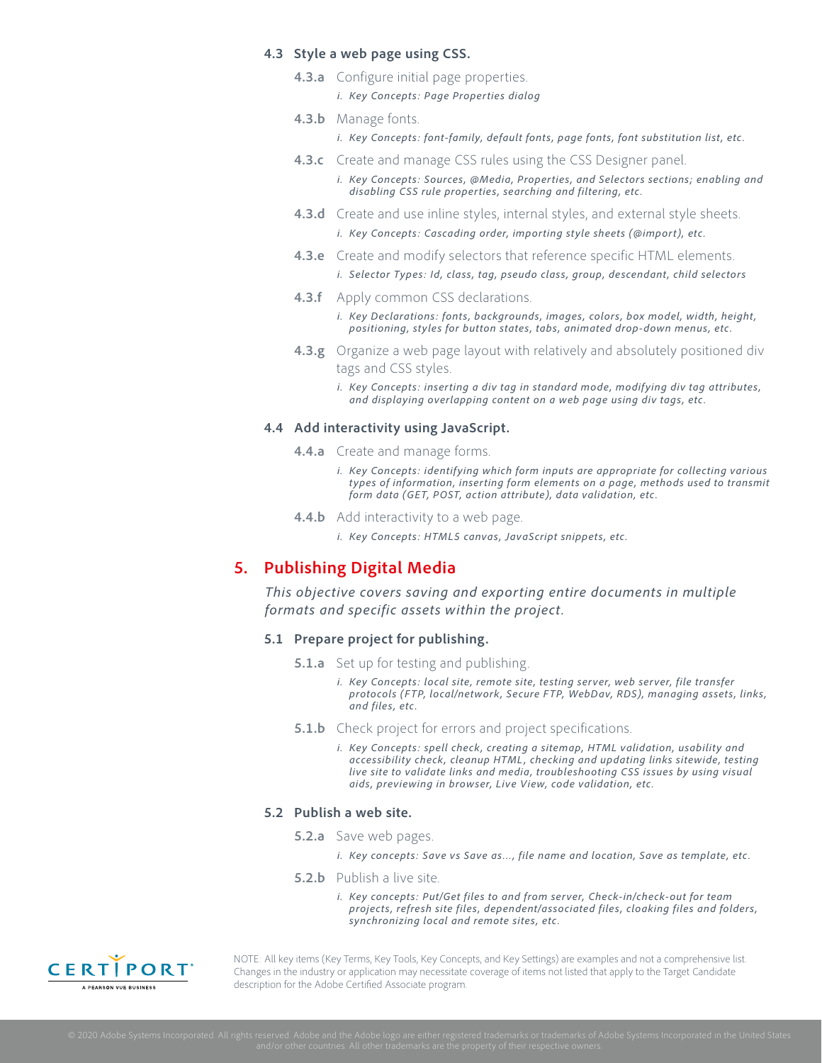### 4.3 Style a web page using CSS.

**4.3.a** Configure initial page properties.

*i. Key Concepts: Page Properties dialog*

**4.3.b** Manage fonts.

*i. Key Concepts: font-family, default fonts, page fonts, font substitution list, etc.*

**4.3.c** Create and manage CSS rules using the CSS Designer panel.

*i. Key Concepts: Sources, @Media, Properties, and Selectors sections; enabling and disabling CSS rule properties, searching and filtering, etc.*

**4.3.d** Create and use inline styles, internal styles, and external style sheets.

*i. Key Concepts: Cascading order, importing style sheets (@import), etc.*

**4.3.e** Create and modify selectors that reference specific HTML elements.

*i. Selector Types: Id, class, tag, pseudo class, group, descendant, child selectors*

**4.3.f** Apply common CSS declarations.

*i. Key Declarations: fonts, backgrounds, images, colors, box model, width, height, positioning, styles for button states, tabs, animated drop-down menus, etc.*

**4.3.g** Organize a web page layout with relatively and absolutely positioned div tags and CSS styles.

*i. Key Concepts: inserting a div tag in standard mode, modifying div tag attributes, and displaying overlapping content on a web page using div tags, etc.*

### 4.4 Add interactivity using JavaScript.

**4.4.a** Create and manage forms.

*i. Key Concepts: identifying which form inputs are appropriate for collecting various types of information, inserting form elements on a page, methods used to transmit form data (GET, POST, action attribute), data validation, etc.*

**4.4.b** Add interactivity to a web page.

*i. Key Concepts: HTML5 canvas, JavaScript snippets, etc.*

## 5. Publishing Digital Media

*This objective covers saving and exporting entire documents in multiple formats and specific assets within the project.*

### 5.1 Prepare project for publishing.

**5.1.a** Set up for testing and publishing.

*i. Key Concepts: local site, remote site, testing server, web server, file transfer protocols (FTP, local/network, Secure FTP, WebDav, RDS), managing assets, links, and files, etc.*

**5.1.b** Check project for errors and project specifications.

*i. Key Concepts: spell check, creating a sitemap, HTML validation, usability and accessibility check, cleanup HTML, checking and updating links sitewide, testing live site to validate links and media, troubleshooting CSS issues by using visual aids, previewing in browser, Live View, code validation, etc.*

### 5.2 Publish a web site.

**5.2.a** Save web pages.

*i. Key concepts: Save vs Save as..., file name and location, Save as template, etc.*

**5.2.b** Publish a live site.

*i. Key concepts: Put/Get files to and from server, Check-in/check-out for team projects, refresh site files, dependent/associated files, cloaking files and folders, synchronizing local and remote sites, etc.*

NOTE: All key items (Key Terms, Key Tools, Key Concepts, and Key Settings) are examples and not a comprehensive list. Changes in the industry or application may necessitate coverage of items not listed that apply to the Target Candidate description for the Adobe Certified Associate program.

© 2020 Adobe Systems Incorporated. All rights reserved. Adobe and the Adobe logo are either registered trademarks or trademarks of Adobe Systems Incorporated in the United States and/or other countries. All other trademarks are the property of their respective owners.